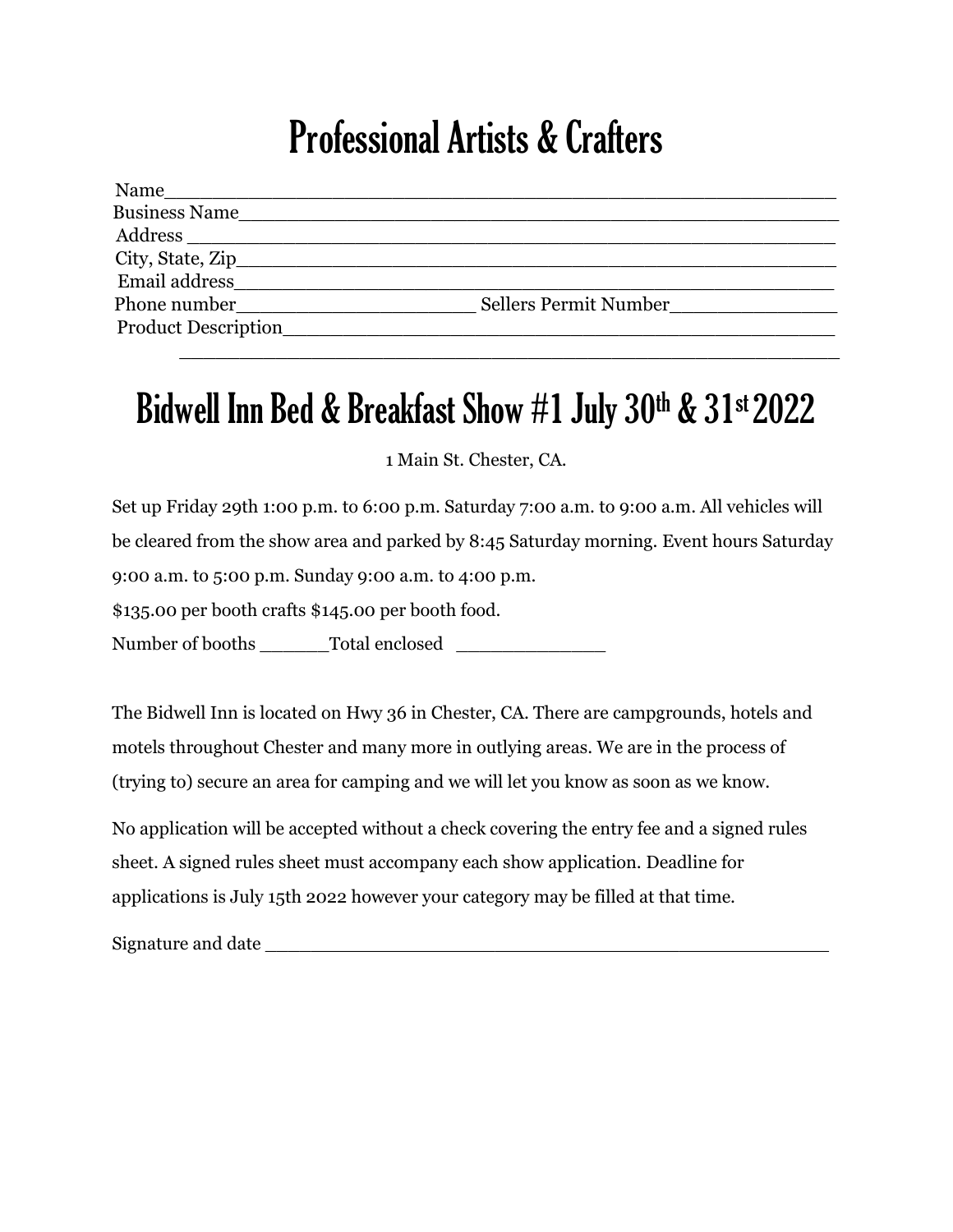# Professional Artists & Crafters

Name_______________________________________________________

Business Name_______________________________________________

Address ____________________________________________________

City, State, Zip______________________________________________

Email address_______________________________________________

Phone number____________________ Sellers Permit Number______________

Product Description__________________________________________

______________________________________________________

# Bidwell Inn Bed & Breakfast Show #1 July 30th & 31st 2022

1 Main St. Chester, CA.

Set up Friday 29th 1:00 p.m. to 6:00 p.m. Saturday 7:00 a.m. to 9:00 a.m. All vehicles will be cleared from the show area and parked by 8:45 Saturday morning. Event hours Saturday 9:00 a.m. to 5:00 p.m. Sunday 9:00 a.m. to 4:00 p.m.

$135.00 per booth crafts $145.00 per booth food.

Number of booths ______Total enclosed _____________

The Bidwell Inn is located on Hwy 36 in Chester, CA. There are campgrounds, hotels and motels throughout Chester and many more in outlying areas. We are in the process of (trying to) secure an area for camping and we will let you know as soon as we know.

No application will be accepted without a check covering the entry fee and a signed rules sheet. A signed rules sheet must accompany each show application. Deadline for applications is July 15th 2022 however your category may be filled at that time.

Signature and date ____________________________________________________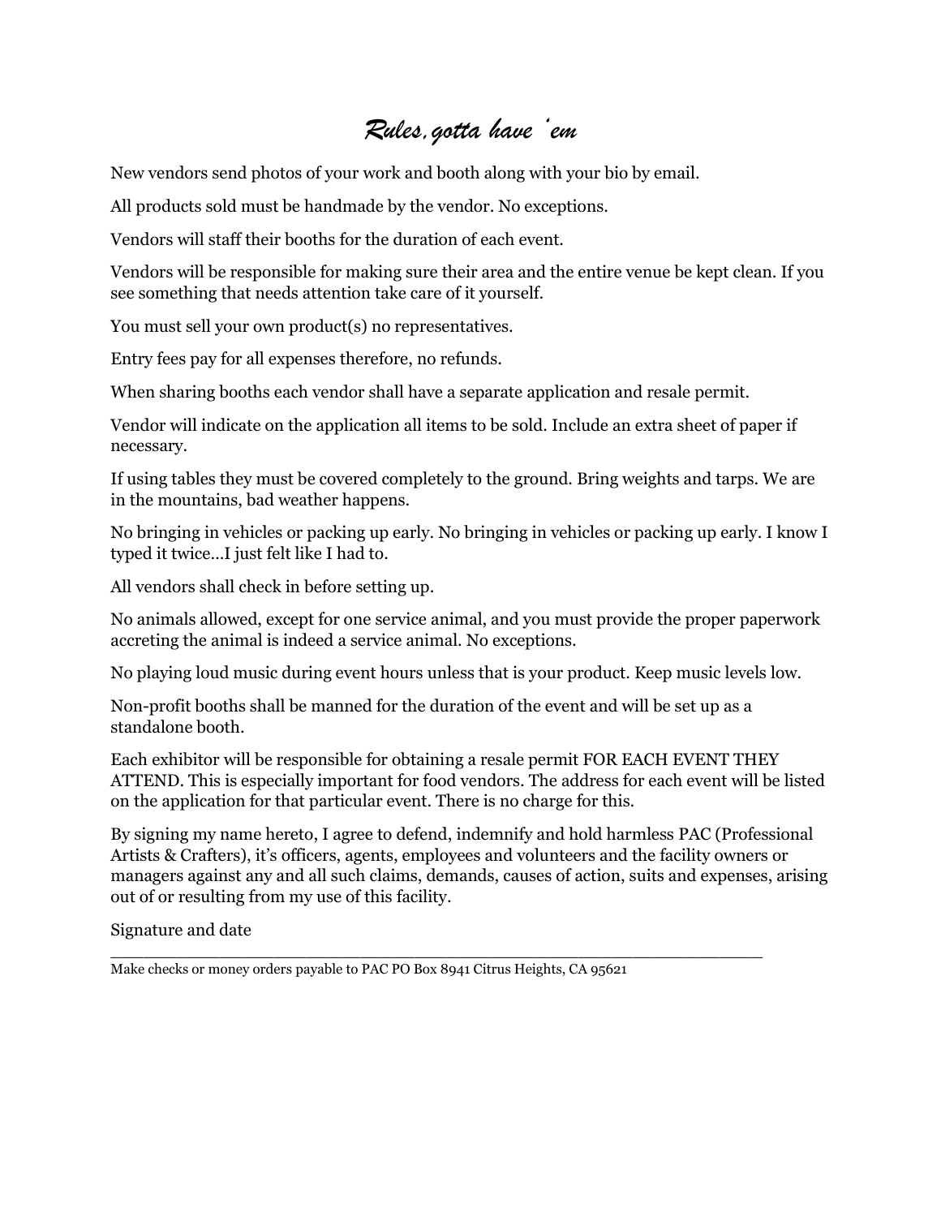# *Rules, gotta have 'em*

New vendors send photos of your work and booth along with your bio by email.

All products sold must be handmade by the vendor. No exceptions.

Vendors will staff their booths for the duration of each event.

Vendors will be responsible for making sure their area and the entire venue be kept clean. If you see something that needs attention take care of it yourself.

You must sell your own product(s) no representatives.

Entry fees pay for all expenses therefore, no refunds.

When sharing booths each vendor shall have a separate application and resale permit.

Vendor will indicate on the application all items to be sold. Include an extra sheet of paper if necessary.

If using tables they must be covered completely to the ground. Bring weights and tarps. We are in the mountains, bad weather happens.

No bringing in vehicles or packing up early. No bringing in vehicles or packing up early. I know I typed it twice…I just felt like I had to.

All vendors shall check in before setting up.

No animals allowed, except for one service animal, and you must provide the proper paperwork accreting the animal is indeed a service animal. No exceptions.

No playing loud music during event hours unless that is your product. Keep music levels low.

Non-profit booths shall be manned for the duration of the event and will be set up as a standalone booth.

Each exhibitor will be responsible for obtaining a resale permit FOR EACH EVENT THEY ATTEND. This is especially important for food vendors. The address for each event will be listed on the application for that particular event. There is no charge for this.

By signing my name hereto, I agree to defend, indemnify and hold harmless PAC (Professional Artists & Crafters), it's officers, agents, employees and volunteers and the facility owners or managers against any and all such claims, demands, causes of action, suits and expenses, arising out of or resulting from my use of this facility.

Signature and date

\_\_\_\_\_\_\_\_\_\_\_\_\_\_\_\_\_\_\_\_\_\_\_\_\_\_\_\_\_\_\_\_\_\_\_\_\_\_\_\_\_\_\_\_\_\_\_\_\_\_\_\_\_\_\_\_\_\_\_\_

Make checks or money orders payable to PAC PO Box 8941 Citrus Heights, CA 95621